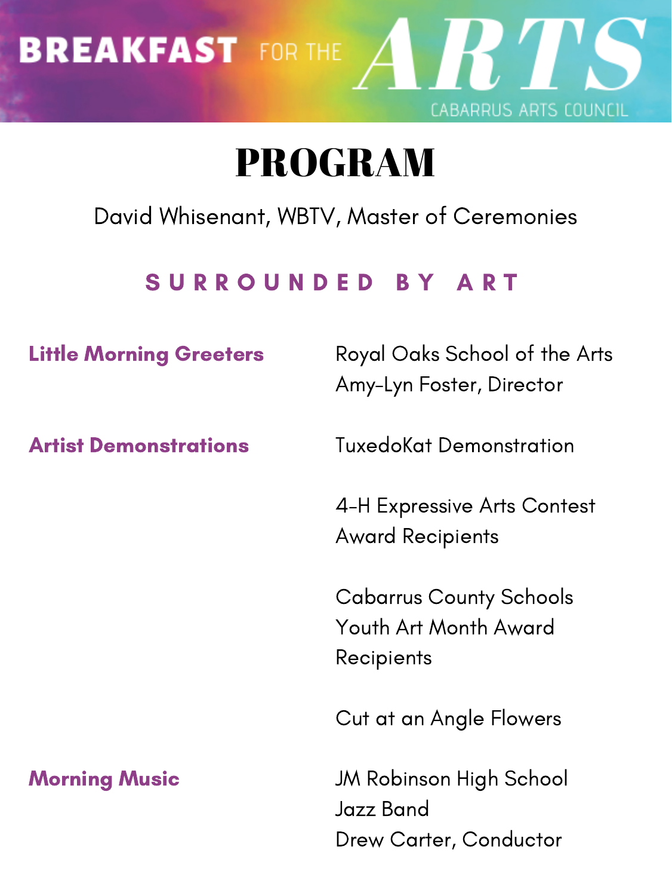# BREAKFAST FOR THE ARTS

CABARRUS ARTS COUNCIL

# PROGRAM

David Whisenant, WBTV, Master of Ceremonies

## SURROUNDED BY ART

**Little Morning Greeters**

Royal Oaks School of the Arts
Amy-Lyn Foster, Director

**Artist Demonstrations**

TuxedoKat Demonstration

4-H Expressive Arts Contest Award Recipients

Cabarrus County Schools Youth Art Month Award Recipients

Cut at an Angle Flowers

**Morning Music**

JM Robinson High School Jazz Band
Drew Carter, Conductor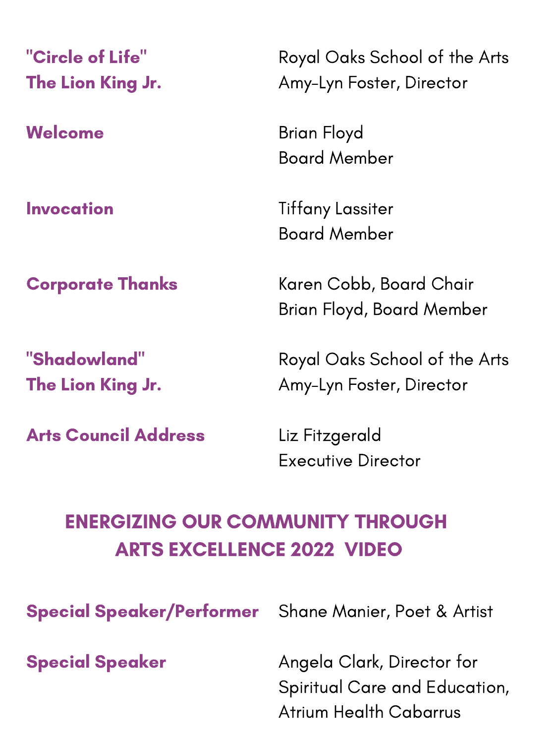| | |
|---|---|
| **"Circle of Life"**<br>**The Lion King Jr.** | Royal Oaks School of the Arts<br>Amy-Lyn Foster, Director |
| **Welcome** | Brian Floyd<br>Board Member |
| **Invocation** | Tiffany Lassiter<br>Board Member |
| **Corporate Thanks** | Karen Cobb, Board Chair<br>Brian Floyd, Board Member |
| **"Shadowland"**<br>**The Lion King Jr.** | Royal Oaks School of the Arts<br>Amy-Lyn Foster, Director |
| **Arts Council Address** | Liz Fitzgerald<br>Executive Director |

## ENERGIZING OUR COMMUNITY THROUGH ARTS EXCELLENCE 2022 VIDEO

| | |
|---|---|
| **Special Speaker/Performer** | Shane Manier, Poet & Artist |
| **Special Speaker** | Angela Clark, Director for Spiritual Care and Education, Atrium Health Cabarrus |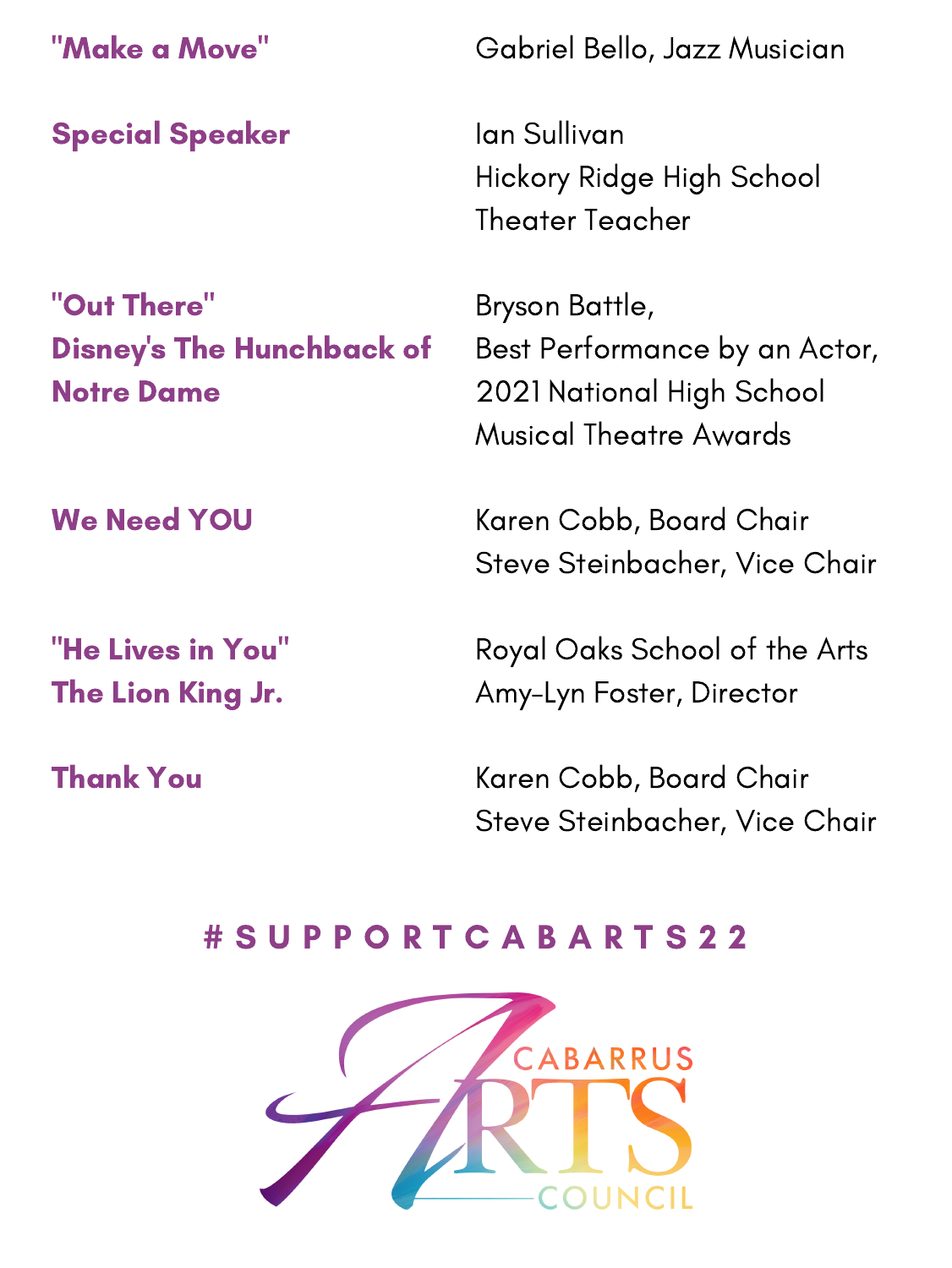| | |
|---|---|
| **"Make a Move"** | Gabriel Bello, Jazz Musician |
| **Special Speaker** | Ian Sullivan<br>Hickory Ridge High School<br>Theater Teacher |
| **"Out There"**<br>**Disney's The Hunchback of Notre Dame** | Bryson Battle,<br>Best Performance by an Actor,<br>2021 National High School<br>Musical Theatre Awards |
| **We Need YOU** | Karen Cobb, Board Chair<br>Steve Steinbacher, Vice Chair |
| **"He Lives in You"**<br>**The Lion King Jr.** | Royal Oaks School of the Arts<br>Amy-Lyn Foster, Director |
| **Thank You** | Karen Cobb, Board Chair<br>Steve Steinbacher, Vice Chair |

**#SUPPORTCABARTS22**

CABARRUS ARTS COUNCIL